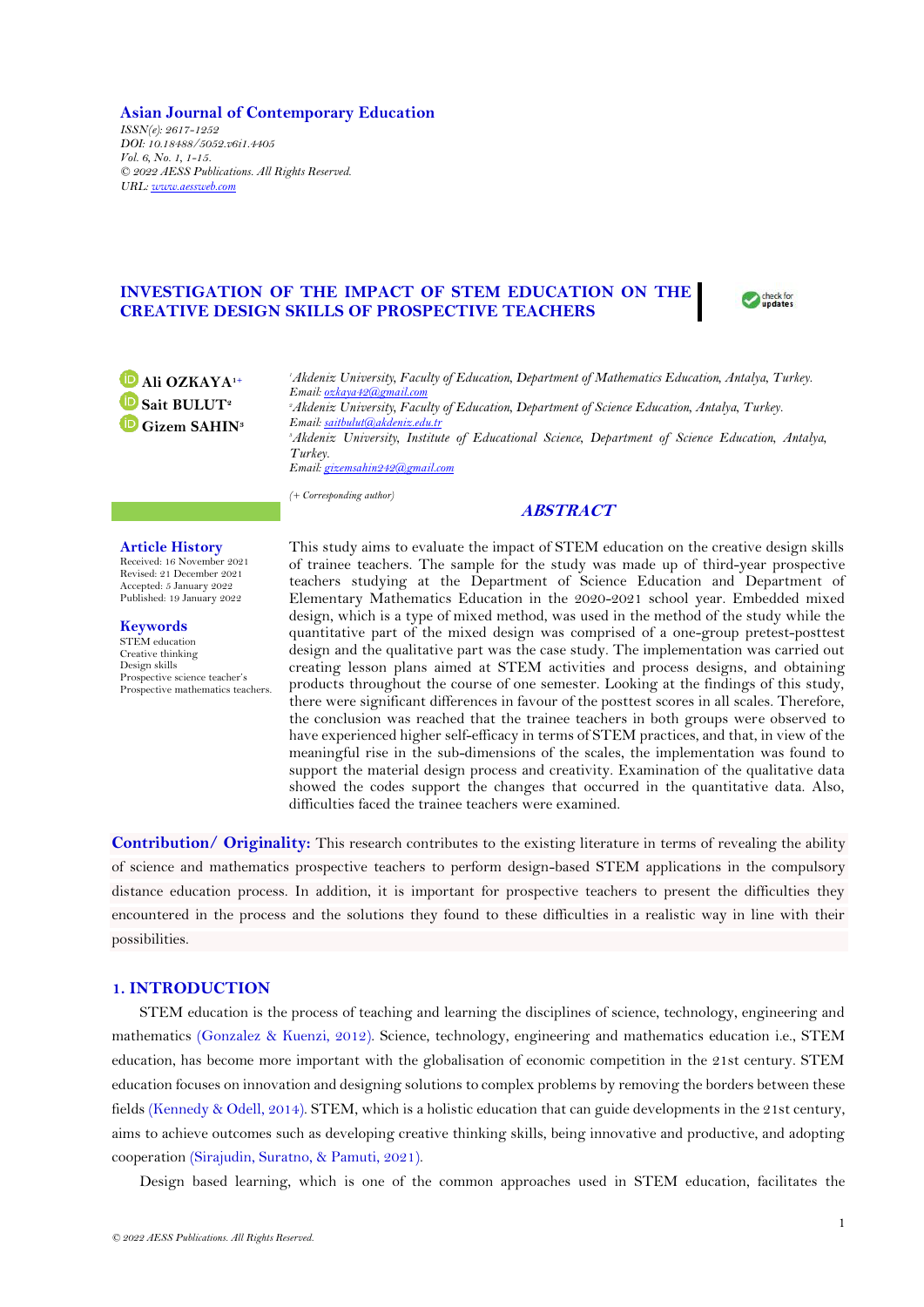**Asian Journal of Contemporary Education**
*ISSN(e): 2617-1252*
*DOI: 10.18488/5052.v6i1.4405*
*Vol. 6, No. 1, 1-15.*
*© 2022 AESS Publications. All Rights Reserved.*
*URL: www.aessweb.com*

# INVESTIGATION OF THE IMPACT OF STEM EDUCATION ON THE CREATIVE DESIGN SKILLS OF PROSPECTIVE TEACHERS

**Ali OZKAYA**[1+]
**Sait BULUT**[2]
**Gizem SAHIN**[3]

[1]*Akdeniz University, Faculty of Education, Department of Mathematics Education, Antalya, Turkey.*
*Email: ozkaya42@gmail.com*
[2]*Akdeniz University, Faculty of Education, Department of Science Education, Antalya, Turkey.*
*Email: saitbulut@akdeniz.edu.tr*
[3]*Akdeniz University, Institute of Educational Science, Department of Science Education, Antalya, Turkey.*
*Email: gizemsahin242@gmail.com*

*(+ Corresponding author)*

## ABSTRACT

**Article History**
Received: 16 November 2021
Revised: 21 December 2021
Accepted: 5 January 2022
Published: 19 January 2022

**Keywords**
STEM education
Creative thinking
Design skills
Prospective science teacher's
Prospective mathematics teachers.

This study aims to evaluate the impact of STEM education on the creative design skills of trainee teachers. The sample for the study was made up of third-year prospective teachers studying at the Department of Science Education and Department of Elementary Mathematics Education in the 2020-2021 school year. Embedded mixed design, which is a type of mixed method, was used in the method of the study while the quantitative part of the mixed design was comprised of a one-group pretest-posttest design and the qualitative part was the case study. The implementation was carried out creating lesson plans aimed at STEM activities and process designs, and obtaining products throughout the course of one semester. Looking at the findings of this study, there were significant differences in favour of the posttest scores in all scales. Therefore, the conclusion was reached that the trainee teachers in both groups were observed to have experienced higher self-efficacy in terms of STEM practices, and that, in view of the meaningful rise in the sub-dimensions of the scales, the implementation was found to support the material design process and creativity. Examination of the qualitative data showed the codes support the changes that occurred in the quantitative data. Also, difficulties faced the trainee teachers were examined.

**Contribution/ Originality:** This research contributes to the existing literature in terms of revealing the ability of science and mathematics prospective teachers to perform design-based STEM applications in the compulsory distance education process. In addition, it is important for prospective teachers to present the difficulties they encountered in the process and the solutions they found to these difficulties in a realistic way in line with their possibilities.

## 1. INTRODUCTION

STEM education is the process of teaching and learning the disciplines of science, technology, engineering and mathematics (Gonzalez & Kuenzi, 2012). Science, technology, engineering and mathematics education i.e., STEM education, has become more important with the globalisation of economic competition in the 21st century. STEM education focuses on innovation and designing solutions to complex problems by removing the borders between these fields (Kennedy & Odell, 2014). STEM, which is a holistic education that can guide developments in the 21st century, aims to achieve outcomes such as developing creative thinking skills, being innovative and productive, and adopting cooperation (Sirajudin, Suratno, & Pamuti, 2021).

Design based learning, which is one of the common approaches used in STEM education, facilitates the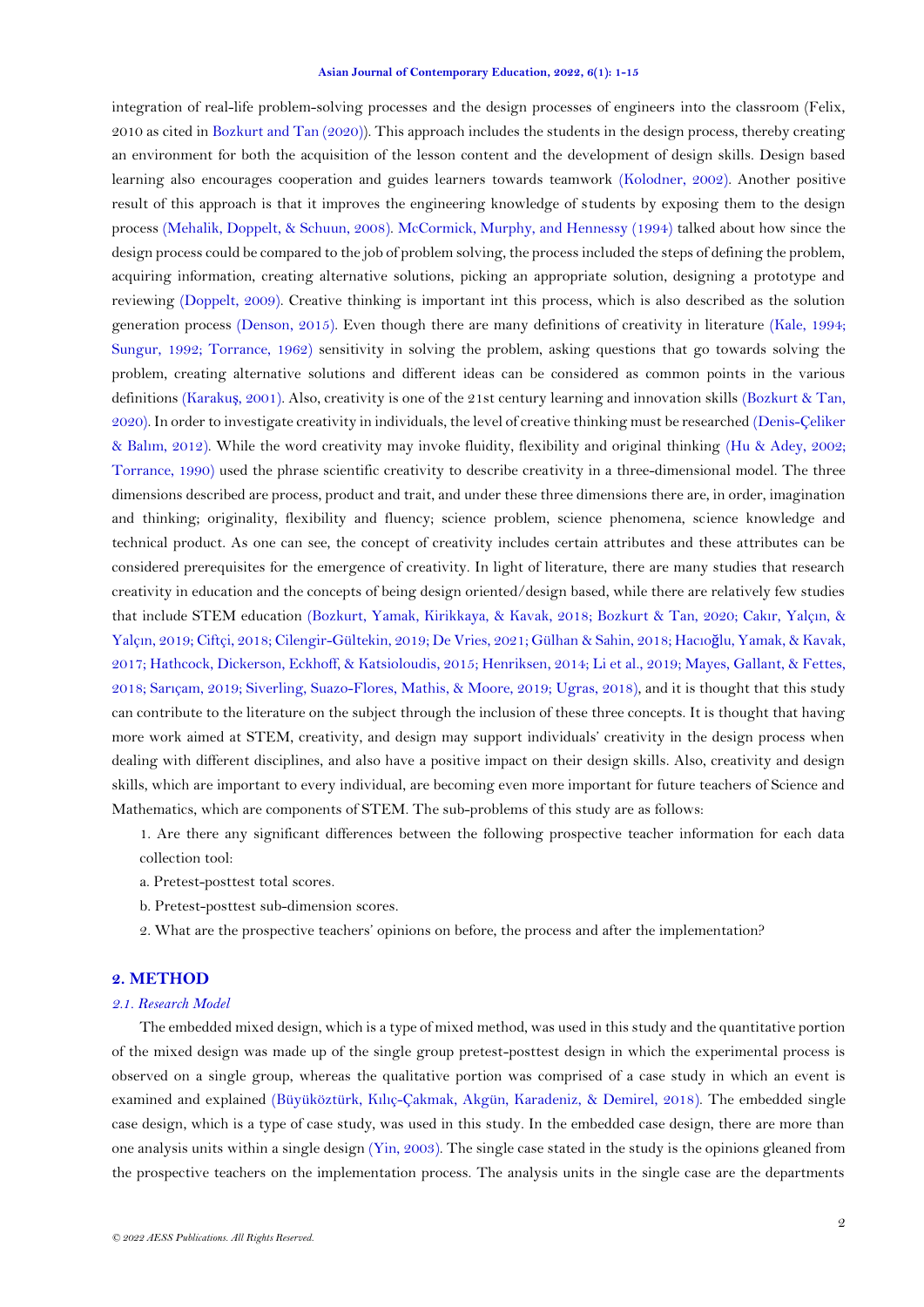integration of real-life problem-solving processes and the design processes of engineers into the classroom (Felix, 2010 as cited in Bozkurt and Tan (2020)). This approach includes the students in the design process, thereby creating an environment for both the acquisition of the lesson content and the development of design skills. Design based learning also encourages cooperation and guides learners towards teamwork (Kolodner, 2002). Another positive result of this approach is that it improves the engineering knowledge of students by exposing them to the design process (Mehalik, Doppelt, & Schuun, 2008). McCormick, Murphy, and Hennessy (1994) talked about how since the design process could be compared to the job of problem solving, the process included the steps of defining the problem, acquiring information, creating alternative solutions, picking an appropriate solution, designing a prototype and reviewing (Doppelt, 2009). Creative thinking is important int this process, which is also described as the solution generation process (Denson, 2015). Even though there are many definitions of creativity in literature (Kale, 1994; Sungur, 1992; Torrance, 1962) sensitivity in solving the problem, asking questions that go towards solving the problem, creating alternative solutions and different ideas can be considered as common points in the various definitions (Karakuş, 2001). Also, creativity is one of the 21st century learning and innovation skills (Bozkurt & Tan, 2020). In order to investigate creativity in individuals, the level of creative thinking must be researched (Denis-Çeliker & Balım, 2012). While the word creativity may invoke fluidity, flexibility and original thinking (Hu & Adey, 2002; Torrance, 1990) used the phrase scientific creativity to describe creativity in a three-dimensional model. The three dimensions described are process, product and trait, and under these three dimensions there are, in order, imagination and thinking; originality, flexibility and fluency; science problem, science phenomena, science knowledge and technical product. As one can see, the concept of creativity includes certain attributes and these attributes can be considered prerequisites for the emergence of creativity. In light of literature, there are many studies that research creativity in education and the concepts of being design oriented/design based, while there are relatively few studies that include STEM education (Bozkurt, Yamak, Kirikkaya, & Kavak, 2018; Bozkurt & Tan, 2020; Cakır, Yalçın, & Yalçın, 2019; Ciftçi, 2018; Cilengir-Gültekin, 2019; De Vries, 2021; Gülhan & Sahin, 2018; Hacıoğlu, Yamak, & Kavak, 2017; Hathcock, Dickerson, Eckhoff, & Katsioloudis, 2015; Henriksen, 2014; Li et al., 2019; Mayes, Gallant, & Fettes, 2018; Sarıçam, 2019; Siverling, Suazo-Flores, Mathis, & Moore, 2019; Ugras, 2018), and it is thought that this study can contribute to the literature on the subject through the inclusion of these three concepts. It is thought that having more work aimed at STEM, creativity, and design may support individuals' creativity in the design process when dealing with different disciplines, and also have a positive impact on their design skills. Also, creativity and design skills, which are important to every individual, are becoming even more important for future teachers of Science and Mathematics, which are components of STEM. The sub-problems of this study are as follows:

1. Are there any significant differences between the following prospective teacher information for each data collection tool:

   a. Pretest-posttest total scores.

   b. Pretest-posttest sub-dimension scores.

2. What are the prospective teachers' opinions on before, the process and after the implementation?

## 2. METHOD

### *2.1. Research Model*

The embedded mixed design, which is a type of mixed method, was used in this study and the quantitative portion of the mixed design was made up of the single group pretest-posttest design in which the experimental process is observed on a single group, whereas the qualitative portion was comprised of a case study in which an event is examined and explained (Büyüköztürk, Kılıç-Çakmak, Akgün, Karadeniz, & Demirel, 2018). The embedded single case design, which is a type of case study, was used in this study. In the embedded case design, there are more than one analysis units within a single design (Yin, 2003). The single case stated in the study is the opinions gleaned from the prospective teachers on the implementation process. The analysis units in the single case are the departments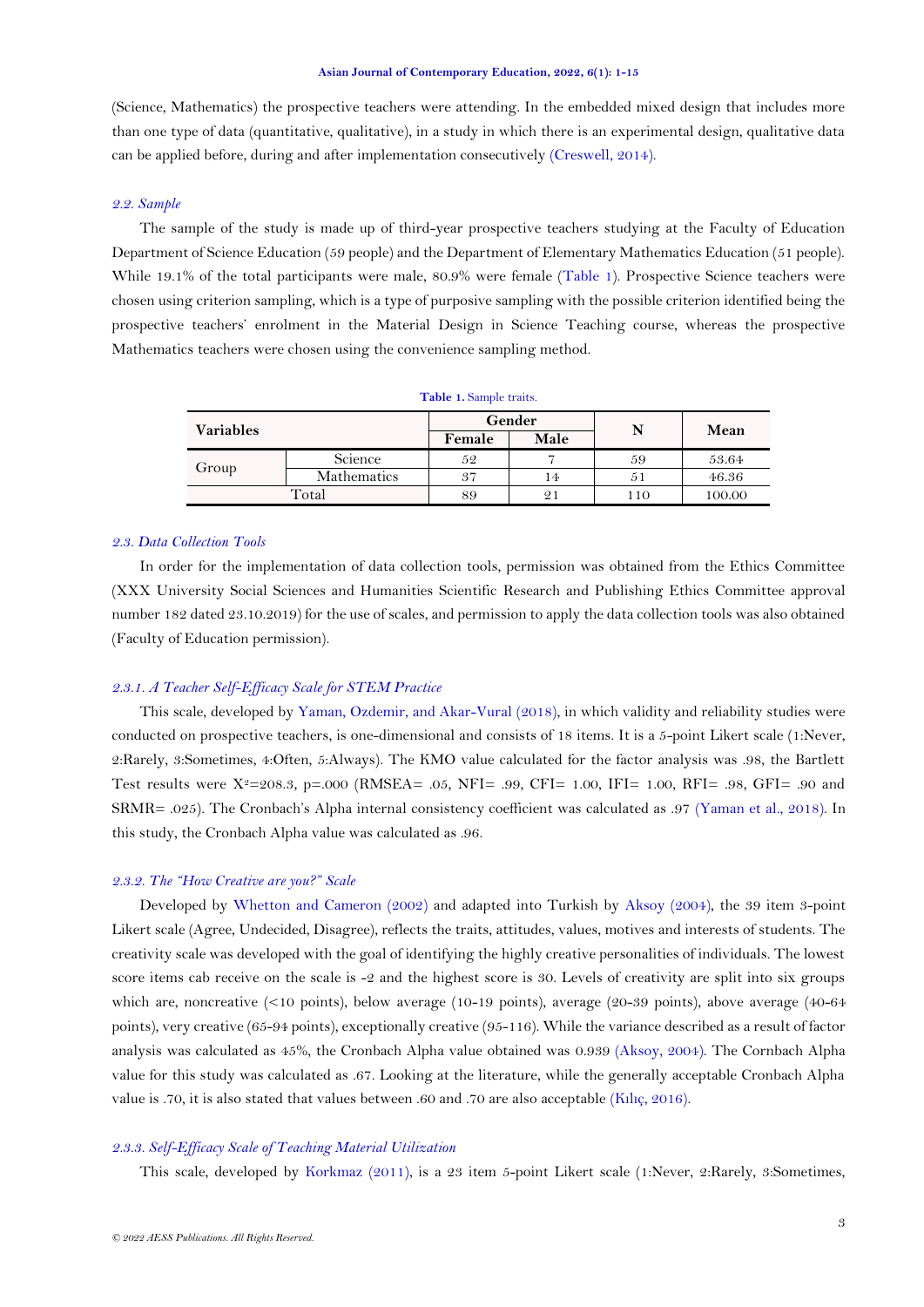(Science, Mathematics) the prospective teachers were attending. In the embedded mixed design that includes more than one type of data (quantitative, qualitative), in a study in which there is an experimental design, qualitative data can be applied before, during and after implementation consecutively (Creswell, 2014).

### *2.2. Sample*

The sample of the study is made up of third-year prospective teachers studying at the Faculty of Education Department of Science Education (59 people) and the Department of Elementary Mathematics Education (51 people). While 19.1% of the total participants were male, 80.9% were female (Table 1). Prospective Science teachers were chosen using criterion sampling, which is a type of purposive sampling with the possible criterion identified being the prospective teachers' enrolment in the Material Design in Science Teaching course, whereas the prospective Mathematics teachers were chosen using the convenience sampling method.

**Table 1.** Sample traits.

| Variables | | Gender | | N | Mean |
|---|---|---|---|---|---|
| | | Female | Male | | |
| Group | Science | 52 | 7 | 59 | 53.64 |
| | Mathematics | 37 | 14 | 51 | 46.36 |
| Total | | 89 | 21 | 110 | 100.00 |

### *2.3. Data Collection Tools*

In order for the implementation of data collection tools, permission was obtained from the Ethics Committee (XXX University Social Sciences and Humanities Scientific Research and Publishing Ethics Committee approval number 182 dated 23.10.2019) for the use of scales, and permission to apply the data collection tools was also obtained (Faculty of Education permission).

#### *2.3.1. A Teacher Self-Efficacy Scale for STEM Practice*

This scale, developed by Yaman, Ozdemir, and Akar-Vural (2018), in which validity and reliability studies were conducted on prospective teachers, is one-dimensional and consists of 18 items. It is a 5-point Likert scale (1:Never, 2:Rarely, 3:Sometimes, 4:Often, 5:Always). The KMO value calculated for the factor analysis was .98, the Bartlett Test results were $X^2$=208.3, p=.000 (RMSEA= .05, NFI= .99, CFI= 1.00, IFI= 1.00, RFI= .98, GFI= .90 and SRMR= .025). The Cronbach's Alpha internal consistency coefficient was calculated as .97 (Yaman et al., 2018). In this study, the Cronbach Alpha value was calculated as .96.

#### *2.3.2. The "How Creative are you?" Scale*

Developed by Whetton and Cameron (2002) and adapted into Turkish by Aksoy (2004), the 39 item 3-point Likert scale (Agree, Undecided, Disagree), reflects the traits, attitudes, values, motives and interests of students. The creativity scale was developed with the goal of identifying the highly creative personalities of individuals. The lowest score items cab receive on the scale is -2 and the highest score is 30. Levels of creativity are split into six groups which are, noncreative (<10 points), below average (10-19 points), average (20-39 points), above average (40-64 points), very creative (65-94 points), exceptionally creative (95-116). While the variance described as a result of factor analysis was calculated as 45%, the Cronbach Alpha value obtained was 0.939 (Aksoy, 2004). The Cornbach Alpha value for this study was calculated as .67. Looking at the literature, while the generally acceptable Cronbach Alpha value is .70, it is also stated that values between .60 and .70 are also acceptable (Kılıç, 2016).

#### *2.3.3. Self-Efficacy Scale of Teaching Material Utilization*

This scale, developed by Korkmaz (2011), is a 23 item 5-point Likert scale (1:Never, 2:Rarely, 3:Sometimes,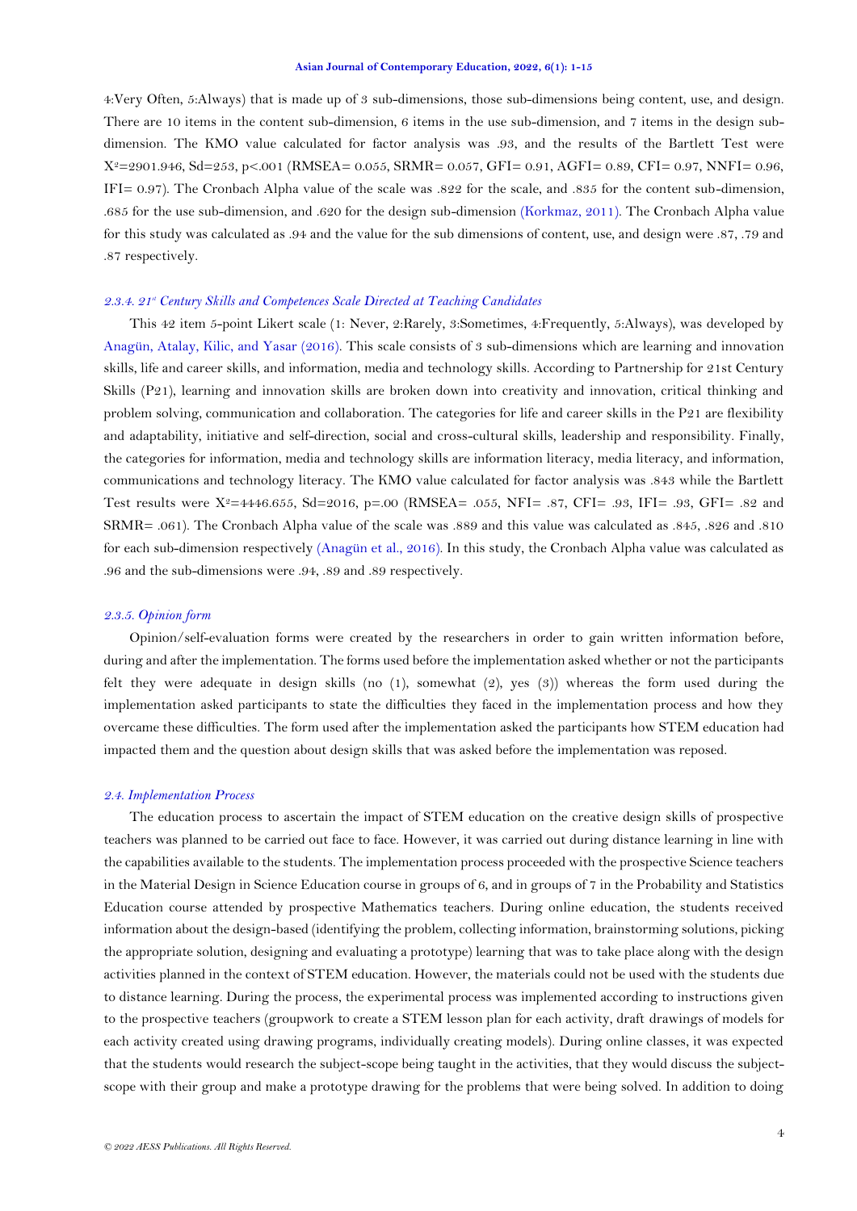4:Very Often, 5:Always) that is made up of 3 sub-dimensions, those sub-dimensions being content, use, and design. There are 10 items in the content sub-dimension, 6 items in the use sub-dimension, and 7 items in the design sub-dimension. The KMO value calculated for factor analysis was .93, and the results of the Bartlett Test were $X^2$=2901.946, Sd=253, p<.001 (RMSEA= 0.055, SRMR= 0.057, GFI= 0.91, AGFI= 0.89, CFI= 0.97, NNFI= 0.96, IFI= 0.97). The Cronbach Alpha value of the scale was .822 for the scale, and .835 for the content sub-dimension, .685 for the use sub-dimension, and .620 for the design sub-dimension (Korkmaz, 2011). The Cronbach Alpha value for this study was calculated as .94 and the value for the sub dimensions of content, use, and design were .87, .79 and .87 respectively.

#### *2.3.4. 21st Century Skills and Competences Scale Directed at Teaching Candidates*

This 42 item 5-point Likert scale (1: Never, 2:Rarely, 3:Sometimes, 4:Frequently, 5:Always), was developed by Anagün, Atalay, Kilic, and Yasar (2016). This scale consists of 3 sub-dimensions which are learning and innovation skills, life and career skills, and information, media and technology skills. According to Partnership for 21st Century Skills (P21), learning and innovation skills are broken down into creativity and innovation, critical thinking and problem solving, communication and collaboration. The categories for life and career skills in the P21 are flexibility and adaptability, initiative and self-direction, social and cross-cultural skills, leadership and responsibility. Finally, the categories for information, media and technology skills are information literacy, media literacy, and information, communications and technology literacy. The KMO value calculated for factor analysis was .843 while the Bartlett Test results were $X^2$=4446.655, Sd=2016, p=.00 (RMSEA= .055, NFI= .87, CFI= .93, IFI= .93, GFI= .82 and SRMR= .061). The Cronbach Alpha value of the scale was .889 and this value was calculated as .845, .826 and .810 for each sub-dimension respectively (Anagün et al., 2016). In this study, the Cronbach Alpha value was calculated as .96 and the sub-dimensions were .94, .89 and .89 respectively.

#### *2.3.5. Opinion form*

Opinion/self-evaluation forms were created by the researchers in order to gain written information before, during and after the implementation. The forms used before the implementation asked whether or not the participants felt they were adequate in design skills (no (1), somewhat (2), yes (3)) whereas the form used during the implementation asked participants to state the difficulties they faced in the implementation process and how they overcame these difficulties. The form used after the implementation asked the participants how STEM education had impacted them and the question about design skills that was asked before the implementation was reposed.

### *2.4. Implementation Process*

The education process to ascertain the impact of STEM education on the creative design skills of prospective teachers was planned to be carried out face to face. However, it was carried out during distance learning in line with the capabilities available to the students. The implementation process proceeded with the prospective Science teachers in the Material Design in Science Education course in groups of 6, and in groups of 7 in the Probability and Statistics Education course attended by prospective Mathematics teachers. During online education, the students received information about the design-based (identifying the problem, collecting information, brainstorming solutions, picking the appropriate solution, designing and evaluating a prototype) learning that was to take place along with the design activities planned in the context of STEM education. However, the materials could not be used with the students due to distance learning. During the process, the experimental process was implemented according to instructions given to the prospective teachers (groupwork to create a STEM lesson plan for each activity, draft drawings of models for each activity created using drawing programs, individually creating models). During online classes, it was expected that the students would research the subject-scope being taught in the activities, that they would discuss the subject-scope with their group and make a prototype drawing for the problems that were being solved. In addition to doing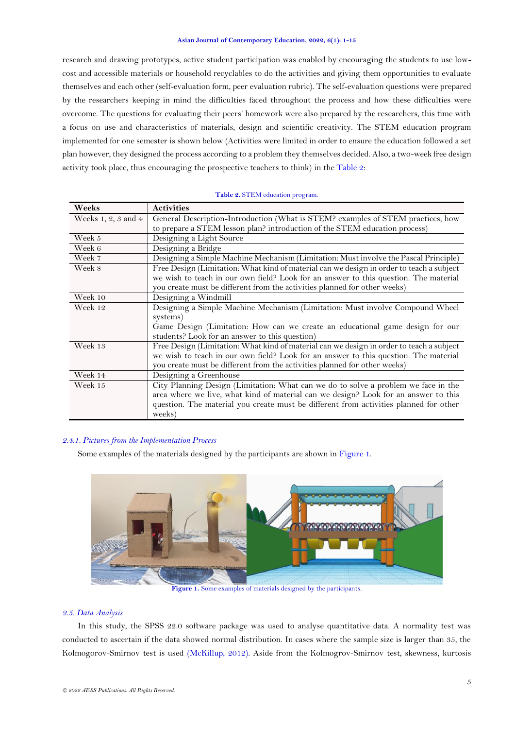research and drawing prototypes, active student participation was enabled by encouraging the students to use low-cost and accessible materials or household recyclables to do the activities and giving them opportunities to evaluate themselves and each other (self-evaluation form, peer evaluation rubric). The self-evaluation questions were prepared by the researchers keeping in mind the difficulties faced throughout the process and how these difficulties were overcome. The questions for evaluating their peers' homework were also prepared by the researchers, this time with a focus on use and characteristics of materials, design and scientific creativity. The STEM education program implemented for one semester is shown below (Activities were limited in order to ensure the education followed a set plan however, they designed the process according to a problem they themselves decided. Also, a two-week free design activity took place, thus encouraging the prospective teachers to think) in the Table 2:

**Table 2.** STEM education program.

| Weeks | Activities |
|---|---|
| Weeks 1, 2, 3 and 4 | General Description-Introduction (What is STEM? examples of STEM practices, how to prepare a STEM lesson plan? introduction of the STEM education process) |
| Week 5 | Designing a Light Source |
| Week 6 | Designing a Bridge |
| Week 7 | Designing a Simple Machine Mechanism (Limitation: Must involve the Pascal Principle) |
| Week 8 | Free Design (Limitation: What kind of material can we design in order to teach a subject we wish to teach in our own field? Look for an answer to this question. The material you create must be different from the activities planned for other weeks) |
| Week 10 | Designing a Windmill |
| Week 12 | Designing a Simple Machine Mechanism (Limitation: Must involve Compound Wheel systems)<br>Game Design (Limitation: How can we create an educational game design for our students? Look for an answer to this question) |
| Week 13 | Free Design (Limitation: What kind of material can we design in order to teach a subject we wish to teach in our own field? Look for an answer to this question. The material you create must be different from the activities planned for other weeks) |
| Week 14 | Designing a Greenhouse |
| Week 15 | City Planning Design (Limitation: What can we do to solve a problem we face in the area where we live, what kind of material can we design? Look for an answer to this question. The material you create must be different from activities planned for other weeks) |

### *2.4.1. Pictures from the Implementation Process*

Some examples of the materials designed by the participants are shown in Figure 1.

**Figure 1.** Some examples of materials designed by the participants.

### *2.5. Data Analysis*

In this study, the SPSS 22.0 software package was used to analyse quantitative data. A normality test was conducted to ascertain if the data showed normal distribution. In cases where the sample size is larger than 35, the Kolmogorov-Smirnov test is used (McKillup, 2012). Aside from the Kolmogrov-Smirnov test, skewness, kurtosis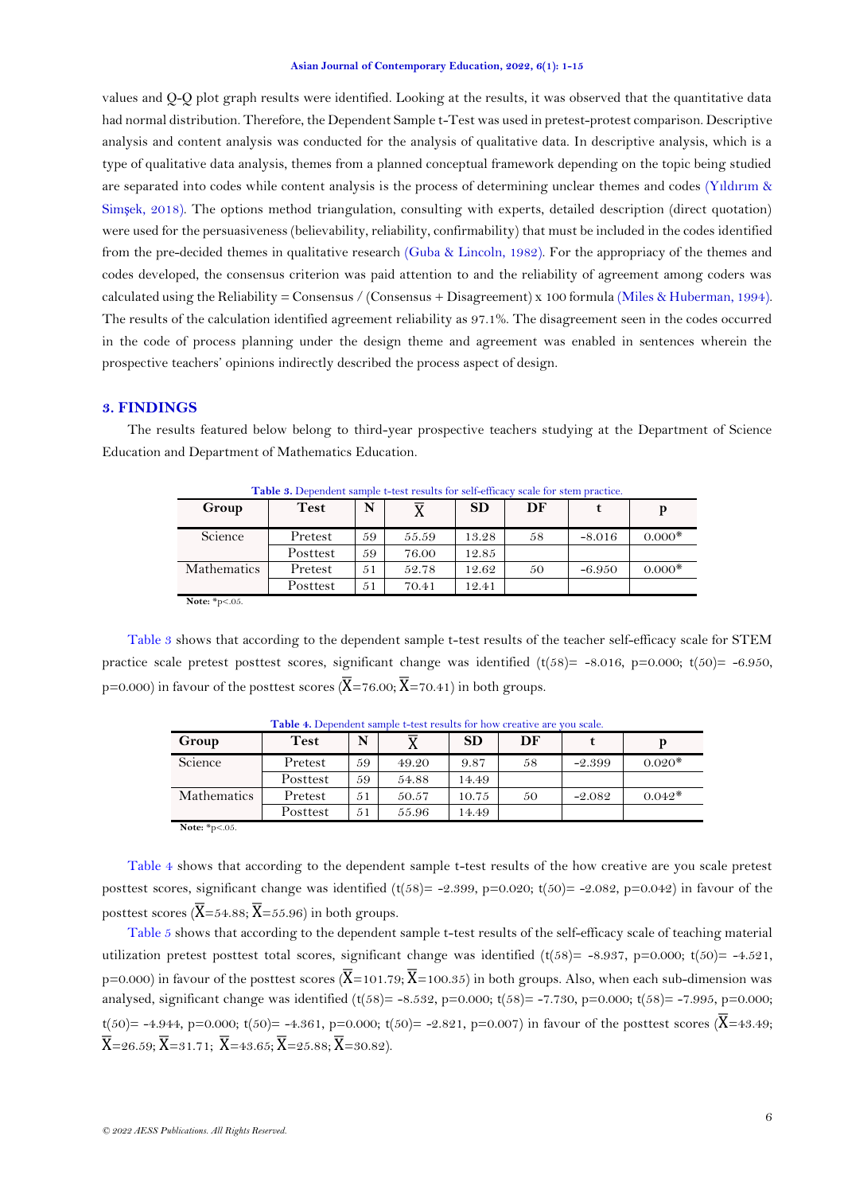values and Q-Q plot graph results were identified. Looking at the results, it was observed that the quantitative data had normal distribution. Therefore, the Dependent Sample t-Test was used in pretest-protest comparison. Descriptive analysis and content analysis was conducted for the analysis of qualitative data. In descriptive analysis, which is a type of qualitative data analysis, themes from a planned conceptual framework depending on the topic being studied are separated into codes while content analysis is the process of determining unclear themes and codes (Yıldırım & Simşek, 2018). The options method triangulation, consulting with experts, detailed description (direct quotation) were used for the persuasiveness (believability, reliability, confirmability) that must be included in the codes identified from the pre-decided themes in qualitative research (Guba & Lincoln, 1982). For the appropriacy of the themes and codes developed, the consensus criterion was paid attention to and the reliability of agreement among coders was calculated using the Reliability = Consensus / (Consensus + Disagreement) x 100 formula (Miles & Huberman, 1994). The results of the calculation identified agreement reliability as 97.1%. The disagreement seen in the codes occurred in the code of process planning under the design theme and agreement was enabled in sentences wherein the prospective teachers' opinions indirectly described the process aspect of design.

## 3. FINDINGS

The results featured below belong to third-year prospective teachers studying at the Department of Science Education and Department of Mathematics Education.

**Table 3.** Dependent sample t-test results for self-efficacy scale for stem practice.

| Group | Test | N | $\bar{X}$ | SD | DF | t | p |
|---|---|---|---|---|---|---|---|
| Science | Pretest | 59 | 55.59 | 13.28 | 58 | -8.016 | 0.000* |
| | Posttest | 59 | 76.00 | 12.85 | | | |
| Mathematics | Pretest | 51 | 52.78 | 12.62 | 50 | -6.950 | 0.000* |
| | Posttest | 51 | 70.41 | 12.41 | | | |

**Note:** *p<.05.

Table 3 shows that according to the dependent sample t-test results of the teacher self-efficacy scale for STEM practice scale pretest posttest scores, significant change was identified ($t(58)= -8.016$, $p=0.000$; $t(50)= -6.950$, $p=0.000$) in favour of the posttest scores ($\bar{X}=76.00$; $\bar{X}=70.41$) in both groups.

**Table 4.** Dependent sample t-test results for how creative are you scale.

| Group | Test | N | $\bar{X}$ | SD | DF | t | p |
|---|---|---|---|---|---|---|---|
| Science | Pretest | 59 | 49.20 | 9.87 | 58 | -2.399 | 0.020* |
| | Posttest | 59 | 54.88 | 14.49 | | | |
| Mathematics | Pretest | 51 | 50.57 | 10.75 | 50 | -2.082 | 0.042* |
| | Posttest | 51 | 55.96 | 14.49 | | | |

**Note:** *p<.05.

Table 4 shows that according to the dependent sample t-test results of the how creative are you scale pretest posttest scores, significant change was identified ($t(58)= -2.399$, $p=0.020$; $t(50)= -2.082$, $p=0.042$) in favour of the posttest scores ($\bar{X}=54.88$; $\bar{X}=55.96$) in both groups.

Table 5 shows that according to the dependent sample t-test results of the self-efficacy scale of teaching material utilization pretest posttest total scores, significant change was identified ($t(58)= -8.937$, $p=0.000$; $t(50)= -4.521$, $p=0.000$) in favour of the posttest scores ($\bar{X}=101.79$; $\bar{X}=100.35$) in both groups. Also, when each sub-dimension was analysed, significant change was identified ($t(58)= -8.532$, $p=0.000$; $t(58)= -7.730$, $p=0.000$; $t(58)= -7.995$, $p=0.000$; $t(50)= -4.944$, $p=0.000$; $t(50)= -4.361$, $p=0.000$; $t(50)= -2.821$, $p=0.007$) in favour of the posttest scores ($\bar{X}=43.49$; $\bar{X}=26.59$; $\bar{X}=31.71$; $\bar{X}=43.65$; $\bar{X}=25.88$; $\bar{X}=30.82$).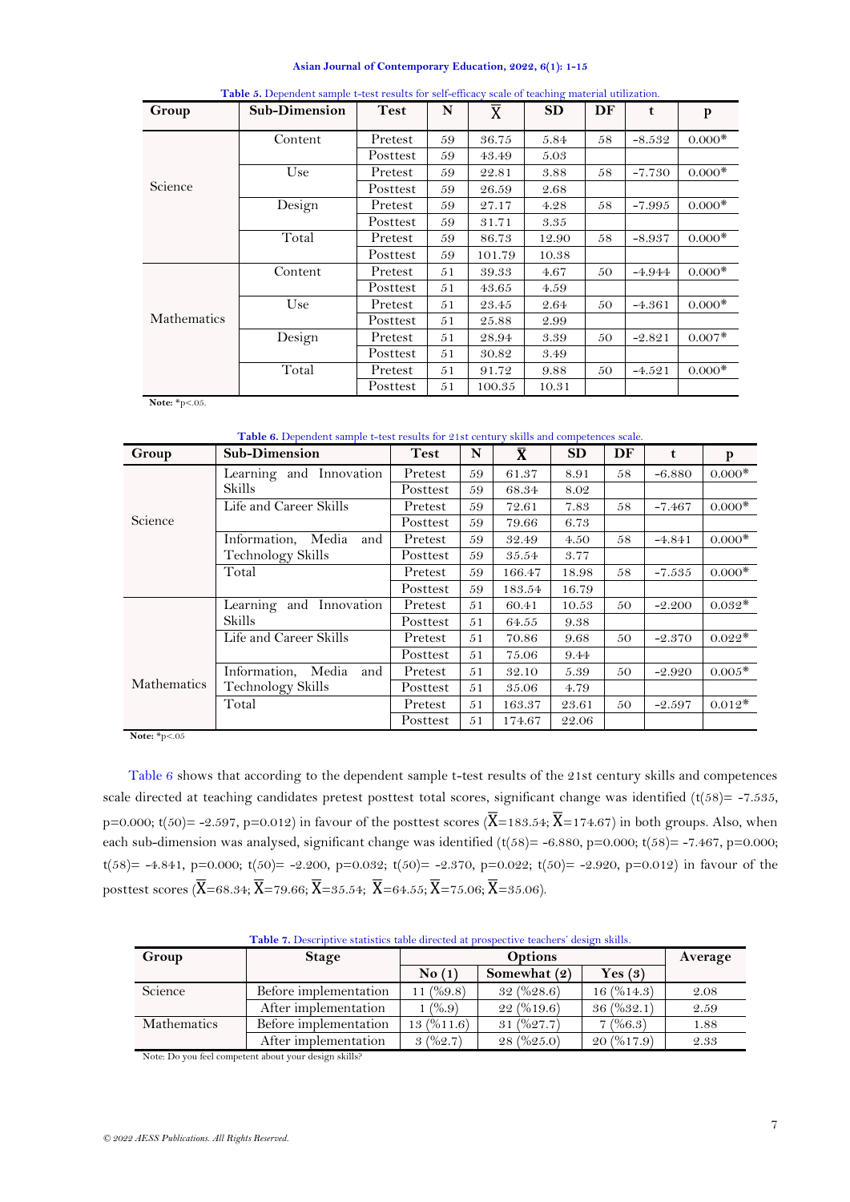**Table 5.** Dependent sample t-test results for self-efficacy scale of teaching material utilization.

| Group | Sub-Dimension | Test | N | $\bar{X}$ | SD | DF | t | p |
|---|---|---|---|---|---|---|---|---|
| Science | Content | Pretest | 59 | 36.75 | 5.84 | 58 | -8.532 | 0.000* |
| | | Posttest | 59 | 43.49 | 5.03 | | | |
| | Use | Pretest | 59 | 22.81 | 3.88 | 58 | -7.730 | 0.000* |
| | | Posttest | 59 | 26.59 | 2.68 | | | |
| | Design | Pretest | 59 | 27.17 | 4.28 | 58 | -7.995 | 0.000* |
| | | Posttest | 59 | 31.71 | 3.35 | | | |
| | Total | Pretest | 59 | 86.73 | 12.90 | 58 | -8.937 | 0.000* |
| | | Posttest | 59 | 101.79 | 10.38 | | | |
| Mathematics | Content | Pretest | 51 | 39.33 | 4.67 | 50 | -4.944 | 0.000* |
| | | Posttest | 51 | 43.65 | 4.59 | | | |
| | Use | Pretest | 51 | 23.45 | 2.64 | 50 | -4.361 | 0.000* |
| | | Posttest | 51 | 25.88 | 2.99 | | | |
| | Design | Pretest | 51 | 28.94 | 3.39 | 50 | -2.821 | 0.007* |
| | | Posttest | 51 | 30.82 | 3.49 | | | |
| | Total | Pretest | 51 | 91.72 | 9.88 | 50 | -4.521 | 0.000* |
| | | Posttest | 51 | 100.35 | 10.31 | | | |

**Note:** *p<.05.

**Table 6.** Dependent sample t-test results for 21st century skills and competences scale.

| Group | Sub-Dimension | Test | N | $\bar{X}$ | SD | DF | t | p |
|---|---|---|---|---|---|---|---|---|
| Science | Learning and Innovation Skills | Pretest | 59 | 61.37 | 8.91 | 58 | -6.880 | 0.000* |
| | | Posttest | 59 | 68.34 | 8.02 | | | |
| | Life and Career Skills | Pretest | 59 | 72.61 | 7.83 | 58 | -7.467 | 0.000* |
| | | Posttest | 59 | 79.66 | 6.73 | | | |
| | Information, Media and Technology Skills | Pretest | 59 | 32.49 | 4.50 | 58 | -4.841 | 0.000* |
| | | Posttest | 59 | 35.54 | 3.77 | | | |
| | Total | Pretest | 59 | 166.47 | 18.98 | 58 | -7.535 | 0.000* |
| | | Posttest | 59 | 183.54 | 16.79 | | | |
| Mathematics | Learning and Innovation Skills | Pretest | 51 | 60.41 | 10.53 | 50 | -2.200 | 0.032* |
| | | Posttest | 51 | 64.55 | 9.38 | | | |
| | Life and Career Skills | Pretest | 51 | 70.86 | 9.68 | 50 | -2.370 | 0.022* |
| | | Posttest | 51 | 75.06 | 9.44 | | | |
| | Information, Media and Technology Skills | Pretest | 51 | 32.10 | 5.39 | 50 | -2.920 | 0.005* |
| | | Posttest | 51 | 35.06 | 4.79 | | | |
| | Total | Pretest | 51 | 163.37 | 23.61 | 50 | -2.597 | 0.012* |
| | | Posttest | 51 | 174.67 | 22.06 | | | |

**Note:** *p<.05

Table 6 shows that according to the dependent sample t-test results of the 21st century skills and competences scale directed at teaching candidates pretest posttest total scores, significant change was identified ($t(58)= -7.535$, $p=0.000$; $t(50)= -2.597$, $p=0.012$) in favour of the posttest scores ($\bar{X}=183.54$; $\bar{X}=174.67$) in both groups. Also, when each sub-dimension was analysed, significant change was identified ($t(58)= -6.880$, $p=0.000$; $t(58)= -7.467$, $p=0.000$; $t(58)= -4.841$, $p=0.000$; $t(50)= -2.200$, $p=0.032$; $t(50)= -2.370$, $p=0.022$; $t(50)= -2.920$, $p=0.012$) in favour of the posttest scores ($\bar{X}=68.34$; $\bar{X}=79.66$; $\bar{X}=35.54$; $\bar{X}=64.55$; $\bar{X}=75.06$; $\bar{X}=35.06$).

**Table 7.** Descriptive statistics table directed at prospective teachers' design skills.

| Group | Stage | Options | | | Average |
|---|---|---|---|---|---|
| | | No (1) | Somewhat (2) | Yes (3) | |
| Science | Before implementation | 11 (%9.8) | 32 (%28.6) | 16 (%14.3) | 2.08 |
| | After implementation | 1 (%.9) | 22 (%19.6) | 36 (%32.1) | 2.59 |
| Mathematics | Before implementation | 13 (%11.6) | 31 (%27.7) | 7 (%6.3) | 1.88 |
| | After implementation | 3 (%2.7) | 28 (%25.0) | 20 (%17.9) | 2.33 |

Note: Do you feel competent about your design skills?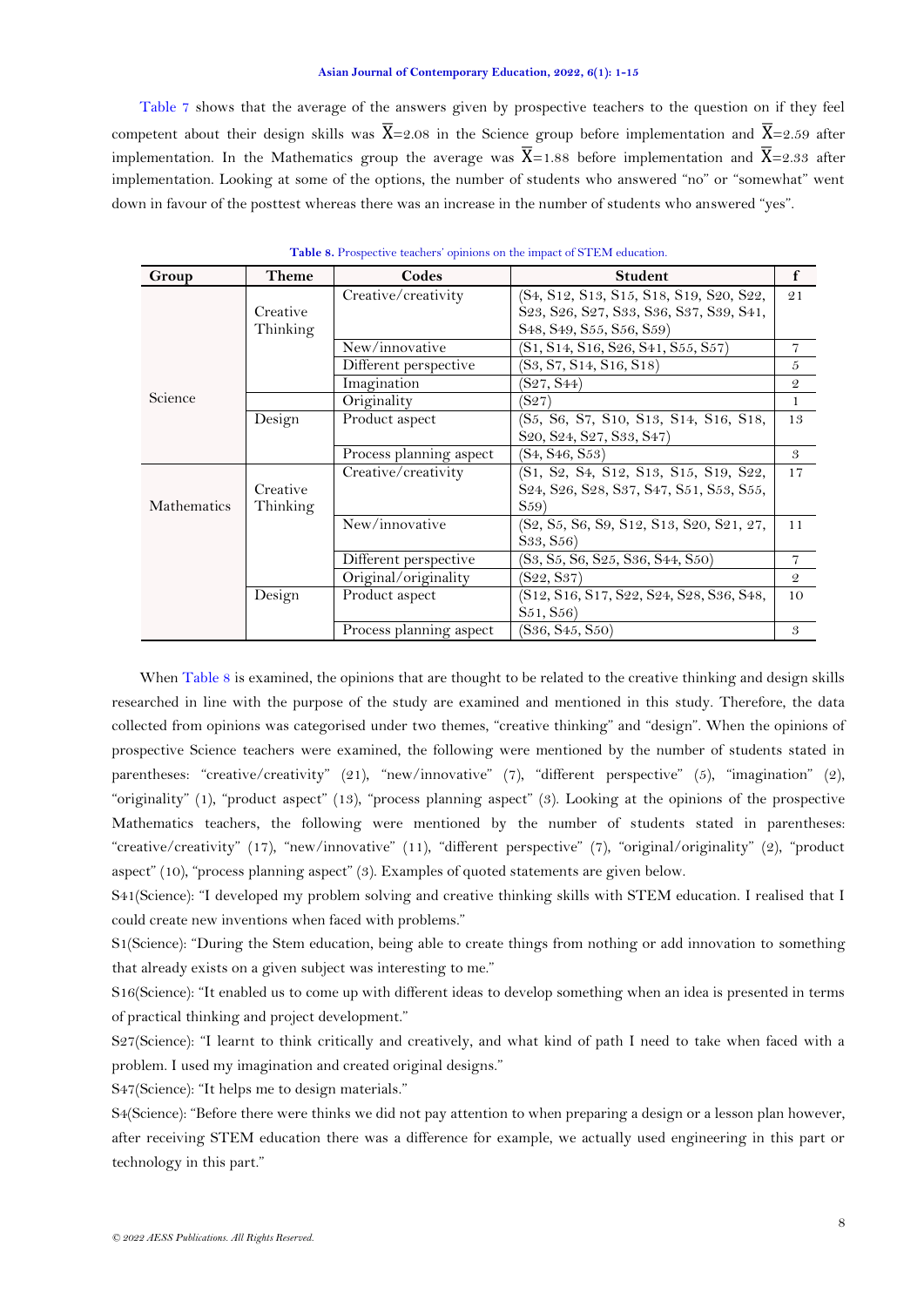Table 7 shows that the average of the answers given by prospective teachers to the question on if they feel competent about their design skills was $\overline{X}$=2.08 in the Science group before implementation and $\overline{X}$=2.59 after implementation. In the Mathematics group the average was $\overline{X}$=1.88 before implementation and $\overline{X}$=2.33 after implementation. Looking at some of the options, the number of students who answered "no" or "somewhat" went down in favour of the posttest whereas there was an increase in the number of students who answered "yes".

**Table 8.** Prospective teachers' opinions on the impact of STEM education.

| Group | Theme | Codes | Student | f |
|---|---|---|---|---|
| Science | Creative Thinking | Creative/creativity | (S4, S12, S13, S15, S18, S19, S20, S22, S23, S26, S27, S33, S36, S37, S39, S41, S48, S49, S55, S56, S59) | 21 |
| | | New/innovative | (S1, S14, S16, S26, S41, S55, S57) | 7 |
| | | Different perspective | (S3, S7, S14, S16, S18) | 5 |
| | | Imagination | (S27, S44) | 2 |
| | | Originality | (S27) | 1 |
| | Design | Product aspect | (S5, S6, S7, S10, S13, S14, S16, S18, S20, S24, S27, S33, S47) | 13 |
| | | Process planning aspect | (S4, S46, S53) | 3 |
| Mathematics | Creative Thinking | Creative/creativity | (S1, S2, S4, S12, S13, S15, S19, S22, S24, S26, S28, S37, S47, S51, S53, S55, S59) | 17 |
| | | New/innovative | (S2, S5, S6, S9, S12, S13, S20, S21, 27, S33, S56) | 11 |
| | | Different perspective | (S3, S5, S6, S25, S36, S44, S50) | 7 |
| | | Original/originality | (S22, S37) | 2 |
| | Design | Product aspect | (S12, S16, S17, S22, S24, S28, S36, S48, S51, S56) | 10 |
| | | Process planning aspect | (S36, S45, S50) | 3 |

When Table 8 is examined, the opinions that are thought to be related to the creative thinking and design skills researched in line with the purpose of the study are examined and mentioned in this study. Therefore, the data collected from opinions was categorised under two themes, "creative thinking" and "design". When the opinions of prospective Science teachers were examined, the following were mentioned by the number of students stated in parentheses: "creative/creativity" (21), "new/innovative" (7), "different perspective" (5), "imagination" (2), "originality" (1), "product aspect" (13), "process planning aspect" (3). Looking at the opinions of the prospective Mathematics teachers, the following were mentioned by the number of students stated in parentheses: "creative/creativity" (17), "new/innovative" (11), "different perspective" (7), "original/originality" (2), "product aspect" (10), "process planning aspect" (3). Examples of quoted statements are given below.

S41(Science): "I developed my problem solving and creative thinking skills with STEM education. I realised that I could create new inventions when faced with problems."

S1(Science): "During the Stem education, being able to create things from nothing or add innovation to something that already exists on a given subject was interesting to me."

S16(Science): "It enabled us to come up with different ideas to develop something when an idea is presented in terms of practical thinking and project development."

S27(Science): "I learnt to think critically and creatively, and what kind of path I need to take when faced with a problem. I used my imagination and created original designs."

S47(Science): "It helps me to design materials."

S4(Science): "Before there were thinks we did not pay attention to when preparing a design or a lesson plan however, after receiving STEM education there was a difference for example, we actually used engineering in this part or technology in this part."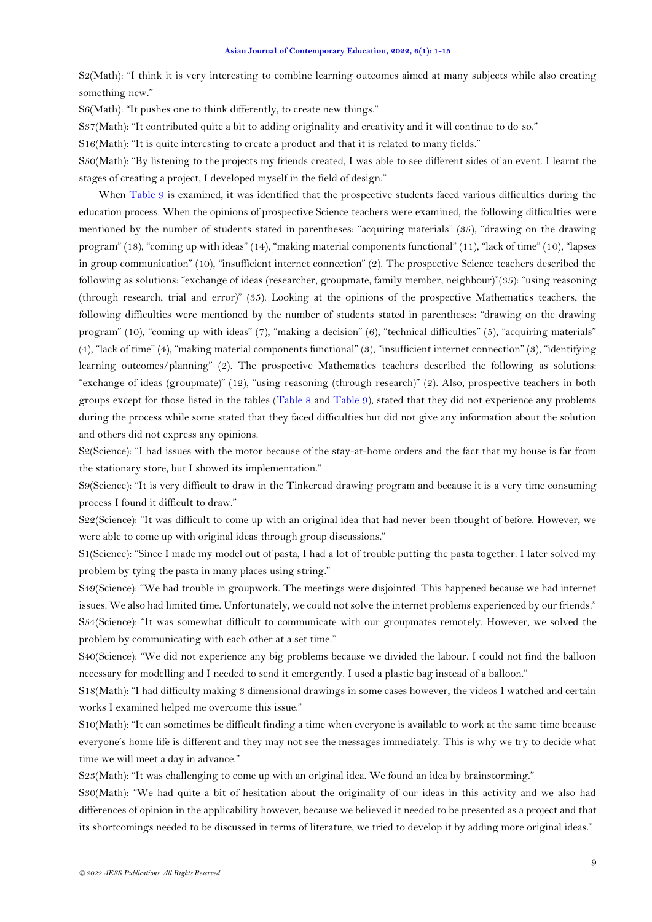S2(Math): "I think it is very interesting to combine learning outcomes aimed at many subjects while also creating something new."

S6(Math): "It pushes one to think differently, to create new things."

S37(Math): "It contributed quite a bit to adding originality and creativity and it will continue to do so."

S16(Math): "It is quite interesting to create a product and that it is related to many fields."

S50(Math): "By listening to the projects my friends created, I was able to see different sides of an event. I learnt the stages of creating a project, I developed myself in the field of design."

When Table 9 is examined, it was identified that the prospective students faced various difficulties during the education process. When the opinions of prospective Science teachers were examined, the following difficulties were mentioned by the number of students stated in parentheses: "acquiring materials" (35), "drawing on the drawing program" (18), "coming up with ideas" (14), "making material components functional" (11), "lack of time" (10), "lapses in group communication" (10), "insufficient internet connection" (2). The prospective Science teachers described the following as solutions: "exchange of ideas (researcher, groupmate, family member, neighbour)"(35): "using reasoning (through research, trial and error)" (35). Looking at the opinions of the prospective Mathematics teachers, the following difficulties were mentioned by the number of students stated in parentheses: "drawing on the drawing program" (10), "coming up with ideas" (7), "making a decision" (6), "technical difficulties" (5), "acquiring materials" (4), "lack of time" (4), "making material components functional" (3), "insufficient internet connection" (3), "identifying learning outcomes/planning" (2). The prospective Mathematics teachers described the following as solutions: "exchange of ideas (groupmate)" (12), "using reasoning (through research)" (2). Also, prospective teachers in both groups except for those listed in the tables (Table 8 and Table 9), stated that they did not experience any problems during the process while some stated that they faced difficulties but did not give any information about the solution and others did not express any opinions.

S2(Science): "I had issues with the motor because of the stay-at-home orders and the fact that my house is far from the stationary store, but I showed its implementation."

S9(Science): "It is very difficult to draw in the Tinkercad drawing program and because it is a very time consuming process I found it difficult to draw."

S22(Science): "It was difficult to come up with an original idea that had never been thought of before. However, we were able to come up with original ideas through group discussions."

S1(Science): "Since I made my model out of pasta, I had a lot of trouble putting the pasta together. I later solved my problem by tying the pasta in many places using string."

S49(Science): "We had trouble in groupwork. The meetings were disjointed. This happened because we had internet issues. We also had limited time. Unfortunately, we could not solve the internet problems experienced by our friends."

S54(Science): "It was somewhat difficult to communicate with our groupmates remotely. However, we solved the problem by communicating with each other at a set time."

S40(Science): "We did not experience any big problems because we divided the labour. I could not find the balloon necessary for modelling and I needed to send it emergently. I used a plastic bag instead of a balloon."

S18(Math): "I had difficulty making 3 dimensional drawings in some cases however, the videos I watched and certain works I examined helped me overcome this issue."

S10(Math): "It can sometimes be difficult finding a time when everyone is available to work at the same time because everyone's home life is different and they may not see the messages immediately. This is why we try to decide what time we will meet a day in advance."

S23(Math): "It was challenging to come up with an original idea. We found an idea by brainstorming."

S30(Math): "We had quite a bit of hesitation about the originality of our ideas in this activity and we also had differences of opinion in the applicability however, because we believed it needed to be presented as a project and that its shortcomings needed to be discussed in terms of literature, we tried to develop it by adding more original ideas."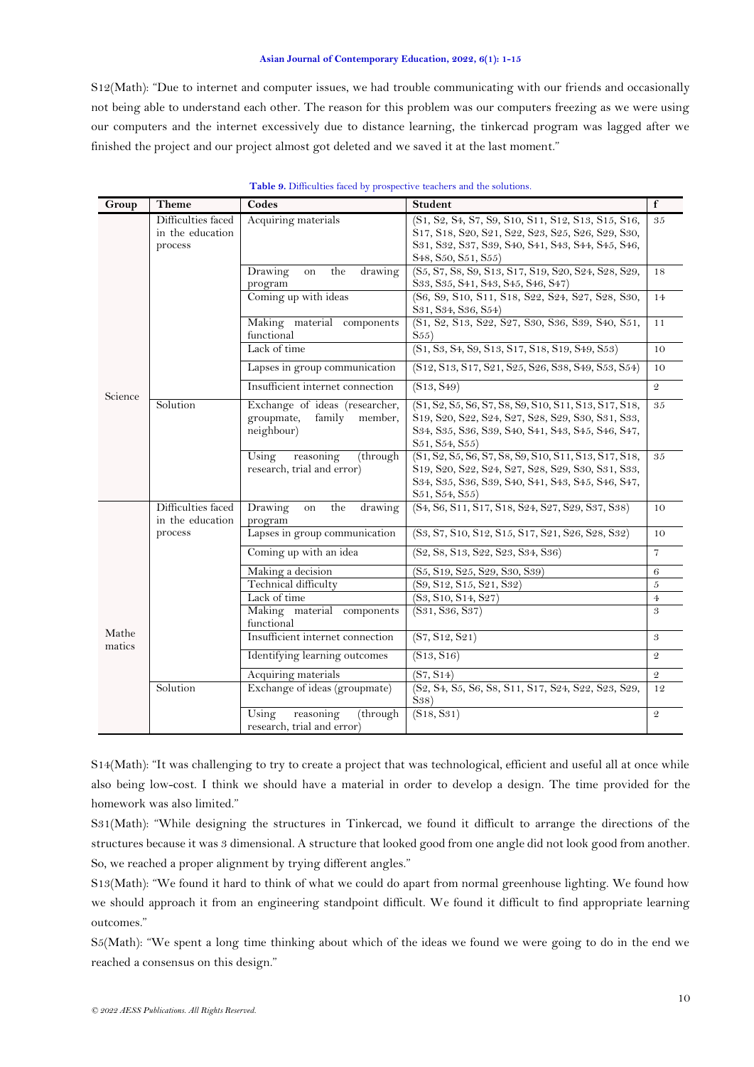S12(Math): "Due to internet and computer issues, we had trouble communicating with our friends and occasionally not being able to understand each other. The reason for this problem was our computers freezing as we were using our computers and the internet excessively due to distance learning, the tinkercad program was lagged after we finished the project and our project almost got deleted and we saved it at the last moment."

**Table 9.** Difficulties faced by prospective teachers and the solutions.

| Group | Theme | Codes | Student | f |
|---|---|---|---|---|
| Science | Difficulties faced in the education process | Acquiring materials | (S1, S2, S4, S7, S9, S10, S11, S12, S13, S15, S16, S17, S18, S20, S21, S22, S23, S25, S26, S29, S30, S31, S32, S37, S39, S40, S41, S43, S44, S45, S46, S48, S50, S51, S55) | 35 |
| | | Drawing on the drawing program | (S5, S7, S8, S9, S13, S17, S19, S20, S24, S28, S29, S33, S35, S41, S43, S45, S46, S47) | 18 |
| | | Coming up with ideas | (S6, S9, S10, S11, S18, S22, S24, S27, S28, S30, S31, S34, S36, S54) | 14 |
| | | Making material components functional | (S1, S2, S13, S22, S27, S30, S36, S39, S40, S51, S55) | 11 |
| | | Lack of time | (S1, S3, S4, S9, S13, S17, S18, S19, S49, S53) | 10 |
| | | Lapses in group communication | (S12, S13, S17, S21, S25, S26, S38, S49, S53, S54) | 10 |
| | | Insufficient internet connection | (S13, S49) | 2 |
| | Solution | Exchange of ideas (researcher, groupmate, family member, neighbour) | (S1, S2, S5, S6, S7, S8, S9, S10, S11, S13, S17, S18, S19, S20, S22, S24, S27, S28, S29, S30, S31, S33, S34, S35, S36, S39, S40, S41, S43, S45, S46, S47, S51, S54, S55) | 35 |
| | | Using reasoning (through research, trial and error) | (S1, S2, S5, S6, S7, S8, S9, S10, S11, S13, S17, S18, S19, S20, S22, S24, S27, S28, S29, S30, S31, S33, S34, S35, S36, S39, S40, S41, S43, S45, S46, S47, S51, S54, S55) | 35 |
| Mathematics | Difficulties faced in the education process | Drawing on the drawing program | (S4, S6, S11, S17, S18, S24, S27, S29, S37, S38) | 10 |
| | | Lapses in group communication | (S3, S7, S10, S12, S15, S17, S21, S26, S28, S32) | 10 |
| | | Coming up with an idea | (S2, S8, S13, S22, S23, S34, S36) | 7 |
| | | Making a decision | (S5, S19, S25, S29, S30, S39) | 6 |
| | | Technical difficulty | (S9, S12, S15, S21, S32) | 5 |
| | | Lack of time | (S3, S10, S14, S27) | 4 |
| | | Making material components functional | (S31, S36, S37) | 3 |
| | | Insufficient internet connection | (S7, S12, S21) | 3 |
| | | Identifying learning outcomes | (S13, S16) | 2 |
| | | Acquiring materials | (S7, S14) | 2 |
| | Solution | Exchange of ideas (groupmate) | (S2, S4, S5, S6, S8, S11, S17, S24, S22, S23, S29, S38) | 12 |
| | | Using reasoning (through research, trial and error) | (S18, S31) | 2 |

S14(Math): "It was challenging to try to create a project that was technological, efficient and useful all at once while also being low-cost. I think we should have a material in order to develop a design. The time provided for the homework was also limited."

S31(Math): "While designing the structures in Tinkercad, we found it difficult to arrange the directions of the structures because it was 3 dimensional. A structure that looked good from one angle did not look good from another. So, we reached a proper alignment by trying different angles."

S13(Math): "We found it hard to think of what we could do apart from normal greenhouse lighting. We found how we should approach it from an engineering standpoint difficult. We found it difficult to find appropriate learning outcomes."

S5(Math): "We spent a long time thinking about which of the ideas we found we were going to do in the end we reached a consensus on this design."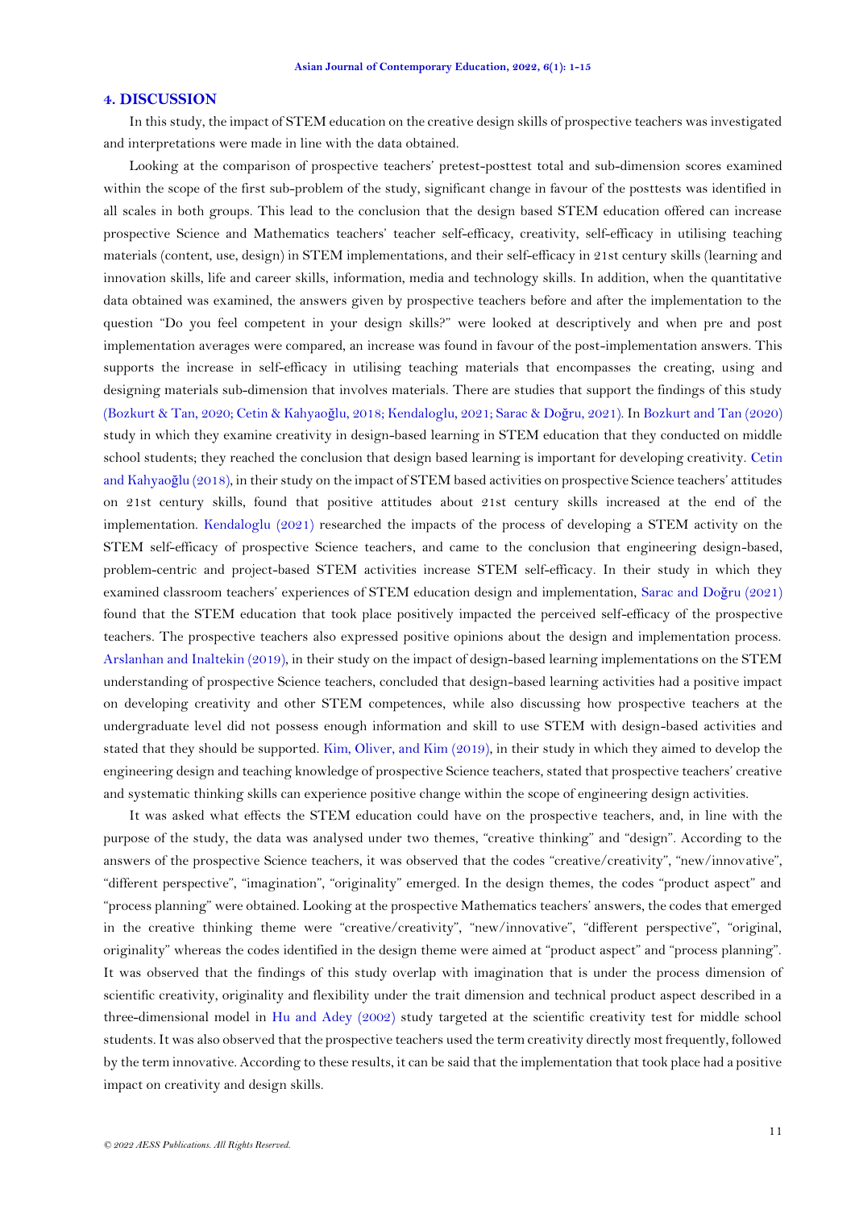## 4. DISCUSSION

In this study, the impact of STEM education on the creative design skills of prospective teachers was investigated and interpretations were made in line with the data obtained.

Looking at the comparison of prospective teachers' pretest-posttest total and sub-dimension scores examined within the scope of the first sub-problem of the study, significant change in favour of the posttests was identified in all scales in both groups. This lead to the conclusion that the design based STEM education offered can increase prospective Science and Mathematics teachers' teacher self-efficacy, creativity, self-efficacy in utilising teaching materials (content, use, design) in STEM implementations, and their self-efficacy in 21st century skills (learning and innovation skills, life and career skills, information, media and technology skills. In addition, when the quantitative data obtained was examined, the answers given by prospective teachers before and after the implementation to the question "Do you feel competent in your design skills?" were looked at descriptively and when pre and post implementation averages were compared, an increase was found in favour of the post-implementation answers. This supports the increase in self-efficacy in utilising teaching materials that encompasses the creating, using and designing materials sub-dimension that involves materials. There are studies that support the findings of this study (Bozkurt & Tan, 2020; Cetin & Kahyaoğlu, 2018; Kendaloglu, 2021; Sarac & Doğru, 2021). In Bozkurt and Tan (2020) study in which they examine creativity in design-based learning in STEM education that they conducted on middle school students; they reached the conclusion that design based learning is important for developing creativity. Cetin and Kahyaoğlu (2018), in their study on the impact of STEM based activities on prospective Science teachers' attitudes on 21st century skills, found that positive attitudes about 21st century skills increased at the end of the implementation. Kendaloglu (2021) researched the impacts of the process of developing a STEM activity on the STEM self-efficacy of prospective Science teachers, and came to the conclusion that engineering design-based, problem-centric and project-based STEM activities increase STEM self-efficacy. In their study in which they examined classroom teachers' experiences of STEM education design and implementation, Sarac and Doğru (2021) found that the STEM education that took place positively impacted the perceived self-efficacy of the prospective teachers. The prospective teachers also expressed positive opinions about the design and implementation process. Arslanhan and Inaltekin (2019), in their study on the impact of design-based learning implementations on the STEM understanding of prospective Science teachers, concluded that design-based learning activities had a positive impact on developing creativity and other STEM competences, while also discussing how prospective teachers at the undergraduate level did not possess enough information and skill to use STEM with design-based activities and stated that they should be supported. Kim, Oliver, and Kim (2019), in their study in which they aimed to develop the engineering design and teaching knowledge of prospective Science teachers, stated that prospective teachers' creative and systematic thinking skills can experience positive change within the scope of engineering design activities.

It was asked what effects the STEM education could have on the prospective teachers, and, in line with the purpose of the study, the data was analysed under two themes, "creative thinking" and "design". According to the answers of the prospective Science teachers, it was observed that the codes "creative/creativity", "new/innovative", "different perspective", "imagination", "originality" emerged. In the design themes, the codes "product aspect" and "process planning" were obtained. Looking at the prospective Mathematics teachers' answers, the codes that emerged in the creative thinking theme were "creative/creativity", "new/innovative", "different perspective", "original, originality" whereas the codes identified in the design theme were aimed at "product aspect" and "process planning". It was observed that the findings of this study overlap with imagination that is under the process dimension of scientific creativity, originality and flexibility under the trait dimension and technical product aspect described in a three-dimensional model in Hu and Adey (2002) study targeted at the scientific creativity test for middle school students. It was also observed that the prospective teachers used the term creativity directly most frequently, followed by the term innovative. According to these results, it can be said that the implementation that took place had a positive impact on creativity and design skills.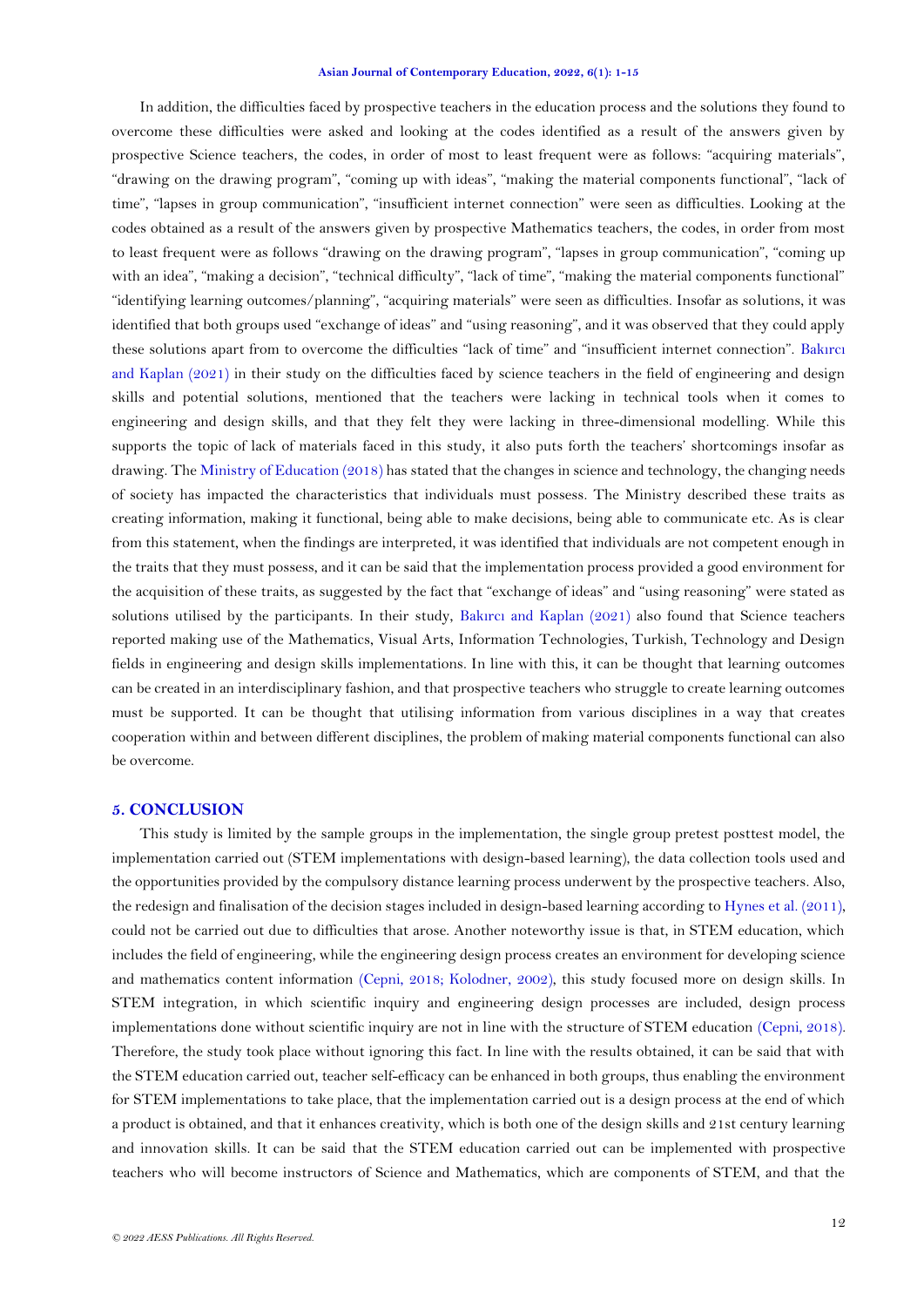In addition, the difficulties faced by prospective teachers in the education process and the solutions they found to overcome these difficulties were asked and looking at the codes identified as a result of the answers given by prospective Science teachers, the codes, in order of most to least frequent were as follows: "acquiring materials", "drawing on the drawing program", "coming up with ideas", "making the material components functional", "lack of time", "lapses in group communication", "insufficient internet connection" were seen as difficulties. Looking at the codes obtained as a result of the answers given by prospective Mathematics teachers, the codes, in order from most to least frequent were as follows "drawing on the drawing program", "lapses in group communication", "coming up with an idea", "making a decision", "technical difficulty", "lack of time", "making the material components functional" "identifying learning outcomes/planning", "acquiring materials" were seen as difficulties. Insofar as solutions, it was identified that both groups used "exchange of ideas" and "using reasoning", and it was observed that they could apply these solutions apart from to overcome the difficulties "lack of time" and "insufficient internet connection". Bakırcı and Kaplan (2021) in their study on the difficulties faced by science teachers in the field of engineering and design skills and potential solutions, mentioned that the teachers were lacking in technical tools when it comes to engineering and design skills, and that they felt they were lacking in three-dimensional modelling. While this supports the topic of lack of materials faced in this study, it also puts forth the teachers' shortcomings insofar as drawing. The Ministry of Education (2018) has stated that the changes in science and technology, the changing needs of society has impacted the characteristics that individuals must possess. The Ministry described these traits as creating information, making it functional, being able to make decisions, being able to communicate etc. As is clear from this statement, when the findings are interpreted, it was identified that individuals are not competent enough in the traits that they must possess, and it can be said that the implementation process provided a good environment for the acquisition of these traits, as suggested by the fact that "exchange of ideas" and "using reasoning" were stated as solutions utilised by the participants. In their study, Bakırcı and Kaplan (2021) also found that Science teachers reported making use of the Mathematics, Visual Arts, Information Technologies, Turkish, Technology and Design fields in engineering and design skills implementations. In line with this, it can be thought that learning outcomes can be created in an interdisciplinary fashion, and that prospective teachers who struggle to create learning outcomes must be supported. It can be thought that utilising information from various disciplines in a way that creates cooperation within and between different disciplines, the problem of making material components functional can also be overcome.

## 5. CONCLUSION

This study is limited by the sample groups in the implementation, the single group pretest posttest model, the implementation carried out (STEM implementations with design-based learning), the data collection tools used and the opportunities provided by the compulsory distance learning process underwent by the prospective teachers. Also, the redesign and finalisation of the decision stages included in design-based learning according to Hynes et al. (2011), could not be carried out due to difficulties that arose. Another noteworthy issue is that, in STEM education, which includes the field of engineering, while the engineering design process creates an environment for developing science and mathematics content information (Cepni, 2018; Kolodner, 2002), this study focused more on design skills. In STEM integration, in which scientific inquiry and engineering design processes are included, design process implementations done without scientific inquiry are not in line with the structure of STEM education (Cepni, 2018). Therefore, the study took place without ignoring this fact. In line with the results obtained, it can be said that with the STEM education carried out, teacher self-efficacy can be enhanced in both groups, thus enabling the environment for STEM implementations to take place, that the implementation carried out is a design process at the end of which a product is obtained, and that it enhances creativity, which is both one of the design skills and 21st century learning and innovation skills. It can be said that the STEM education carried out can be implemented with prospective teachers who will become instructors of Science and Mathematics, which are components of STEM, and that the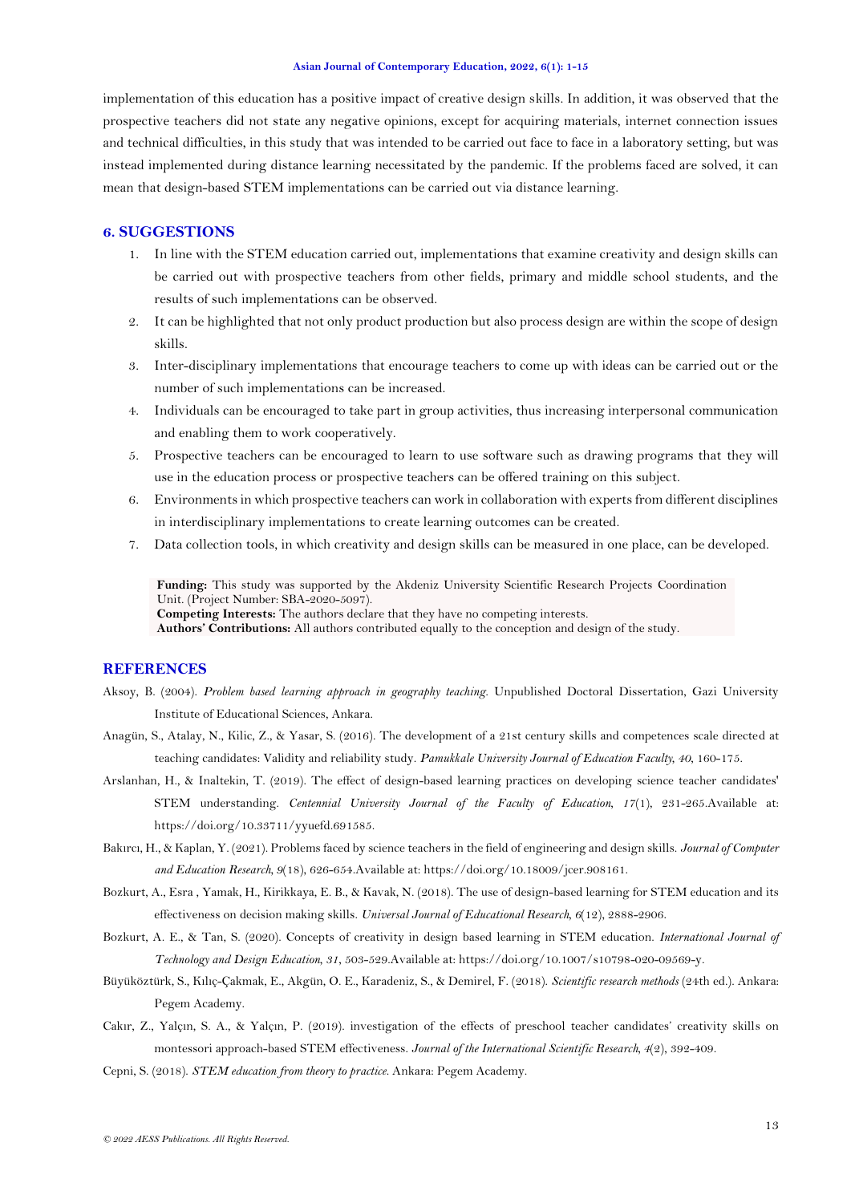implementation of this education has a positive impact of creative design skills. In addition, it was observed that the prospective teachers did not state any negative opinions, except for acquiring materials, internet connection issues and technical difficulties, in this study that was intended to be carried out face to face in a laboratory setting, but was instead implemented during distance learning necessitated by the pandemic. If the problems faced are solved, it can mean that design-based STEM implementations can be carried out via distance learning.

## 6. SUGGESTIONS

1. In line with the STEM education carried out, implementations that examine creativity and design skills can be carried out with prospective teachers from other fields, primary and middle school students, and the results of such implementations can be observed.
2. It can be highlighted that not only product production but also process design are within the scope of design skills.
3. Inter-disciplinary implementations that encourage teachers to come up with ideas can be carried out or the number of such implementations can be increased.
4. Individuals can be encouraged to take part in group activities, thus increasing interpersonal communication and enabling them to work cooperatively.
5. Prospective teachers can be encouraged to learn to use software such as drawing programs that they will use in the education process or prospective teachers can be offered training on this subject.
6. Environments in which prospective teachers can work in collaboration with experts from different disciplines in interdisciplinary implementations to create learning outcomes can be created.
7. Data collection tools, in which creativity and design skills can be measured in one place, can be developed.

**Funding:** This study was supported by the Akdeniz University Scientific Research Projects Coordination Unit. (Project Number: SBA-2020-5097).
**Competing Interests:** The authors declare that they have no competing interests.
**Authors' Contributions:** All authors contributed equally to the conception and design of the study.

## REFERENCES

Aksoy, B. (2004). *Problem based learning approach in geography teaching*. Unpublished Doctoral Dissertation, Gazi University Institute of Educational Sciences, Ankara.

Anagün, S., Atalay, N., Kilic, Z., & Yasar, S. (2016). The development of a 21st century skills and competences scale directed at teaching candidates: Validity and reliability study. *Pamukkale University Journal of Education Faculty, 40*, 160-175.

Arslanhan, H., & Inaltekin, T. (2019). The effect of design-based learning practices on developing science teacher candidates' STEM understanding. *Centennial University Journal of the Faculty of Education, 17*(1), 231-265.Available at: https://doi.org/10.33711/yyuefd.691585.

Bakırcı, H., & Kaplan, Y. (2021). Problems faced by science teachers in the field of engineering and design skills. *Journal of Computer and Education Research, 9*(18), 626-654.Available at: https://doi.org/10.18009/jcer.908161.

Bozkurt, A., Esra , Yamak, H., Kirikkaya, E. B., & Kavak, N. (2018). The use of design-based learning for STEM education and its effectiveness on decision making skills. *Universal Journal of Educational Research, 6*(12), 2888-2906.

Bozkurt, A. E., & Tan, S. (2020). Concepts of creativity in design based learning in STEM education. *International Journal of Technology and Design Education, 31*, 503-529.Available at: https://doi.org/10.1007/s10798-020-09569-y.

Büyüköztürk, S., Kılıç-Çakmak, E., Akgün, O. E., Karadeniz, S., & Demirel, F. (2018). *Scientific research methods* (24th ed.). Ankara: Pegem Academy.

Cakır, Z., Yalçın, S. A., & Yalçın, P. (2019). investigation of the effects of preschool teacher candidates' creativity skills on montessori approach-based STEM effectiveness. *Journal of the International Scientific Research, 4*(2), 392-409.

Cepni, S. (2018). *STEM education from theory to practice*. Ankara: Pegem Academy.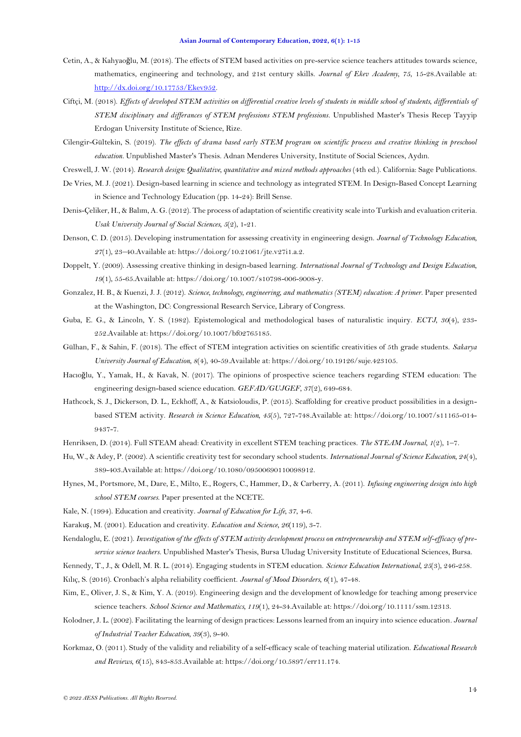Cetin, A., & Kahyaoğlu, M. (2018). The effects of STEM based activities on pre-service science teachers attitudes towards science, mathematics, engineering and technology, and 21st century skills. *Journal of Ekev Academy, 75*, 15-28.Available at: http://dx.doi.org/10.17753/Ekev952.

Ciftçi, M. (2018). *Effects of developed STEM activities on differential creative levels of students in middle school of students, differentials of STEM disciplinary and differances of STEM professions STEM professions*. Unpublished Master's Thesis Recep Tayyip Erdogan University Institute of Science, Rize.

Cilengir-Gültekin, S. (2019). *The effects of drama based early STEM program on scientific process and creative thinking in preschool education*. Unpublished Master's Thesis. Adnan Menderes University, Institute of Social Sciences, Aydın.

Creswell, J. W. (2014). *Research design: Qualitative, quantitative and mixed methods approaches* (4th ed.). California: Sage Publications.

De Vries, M. J. (2021). Design-based learning in science and technology as integrated STEM. In Design-Based Concept Learning in Science and Technology Education (pp. 14-24): Brill Sense.

Denis-Çeliker, H., & Balım, A. G. (2012). The process of adaptation of scientific creativity scale into Turkish and evaluation criteria. *Usak University Journal of Social Sciences, 5*(2), 1-21.

Denson, C. D. (2015). Developing instrumentation for assessing creativity in engineering design. *Journal of Technology Education, 27*(1), 23–40.Available at: https://doi.org/10.21061/jte.v27i1.a.2.

Doppelt, Y. (2009). Assessing creative thinking in design-based learning. *International Journal of Technology and Design Education, 19*(1), 55-65.Available at: https://doi.org/10.1007/s10798-006-9008-y.

Gonzalez, H. B., & Kuenzi, J. J. (2012). *Science, technology, engineering, and mathematics (STEM) education: A primer.* Paper presented at the Washington, DC: Congressional Research Service, Library of Congress.

Guba, E. G., & Lincoln, Y. S. (1982). Epistemological and methodological bases of naturalistic inquiry. *ECTJ, 30*(4), 233-252.Available at: https://doi.org/10.1007/bf02765185.

Gülhan, F., & Sahin, F. (2018). The effect of STEM integration activities on scientific creativities of 5th grade students. *Sakarya University Journal of Education, 8*(4), 40-59.Available at: https://doi.org/10.19126/suje.423105.

Hacıoğlu, Y., Yamak, H., & Kavak, N. (2017). The opinions of prospective science teachers regarding STEM education: The engineering design-based science education. *GEFAD/GUJGEF, 37*(2), 649-684.

Hathcock, S. J., Dickerson, D. L., Eckhoff, A., & Katsioloudis, P. (2015). Scaffolding for creative product possibilities in a design-based STEM activity. *Research in Science Education, 45*(5), 727-748.Available at: https://doi.org/10.1007/s11165-014-9437-7.

Henriksen, D. (2014). Full STEAM ahead: Creativity in excellent STEM teaching practices. *The STEAM Journal, 1*(2), 1–7.

Hu, W., & Adey, P. (2002). A scientific creativity test for secondary school students. *International Journal of Science Education, 24*(4), 389-403.Available at: https://doi.org/10.1080/09500690110098912.

Hynes, M., Portsmore, M., Dare, E., Milto, E., Rogers, C., Hammer, D., & Carberry, A. (2011). *Infusing engineering design into high school STEM courses.* Paper presented at the NCETE.

Kale, N. (1994). Education and creativity. *Journal of Education for Life, 37*, 4-6.

Karakuş, M. (2001). Education and creativity. *Education and Science, 26*(119), 3-7.

Kendaloglu, E. (2021). *Investigation of the effects of STEM activity development process on entrepreneurship and STEM self-efficacy of pre-service science teachers.* Unpublished Master's Thesis, Bursa Uludag University Institute of Educational Sciences, Bursa.

Kennedy, T., J., & Odell, M. R. L. (2014). Engaging students in STEM education. *Science Education International, 25*(3), 246-258.

Kılıç, S. (2016). Cronbach's alpha reliability coefficient. *Journal of Mood Disorders, 6*(1), 47-48.

Kim, E., Oliver, J. S., & Kim, Y. A. (2019). Engineering design and the development of knowledge for teaching among preservice science teachers. *School Science and Mathematics, 119*(1), 24-34.Available at: https://doi.org/10.1111/ssm.12313.

Kolodner, J. L. (2002). Facilitating the learning of design practices: Lessons learned from an inquiry into science education. *Journal of Industrial Teacher Education, 39*(3), 9-40.

Korkmaz, O. (2011). Study of the validity and reliability of a self-efficacy scale of teaching material utilization. *Educational Research and Reviews, 6*(15), 843-853.Available at: https://doi.org/10.5897/err11.174.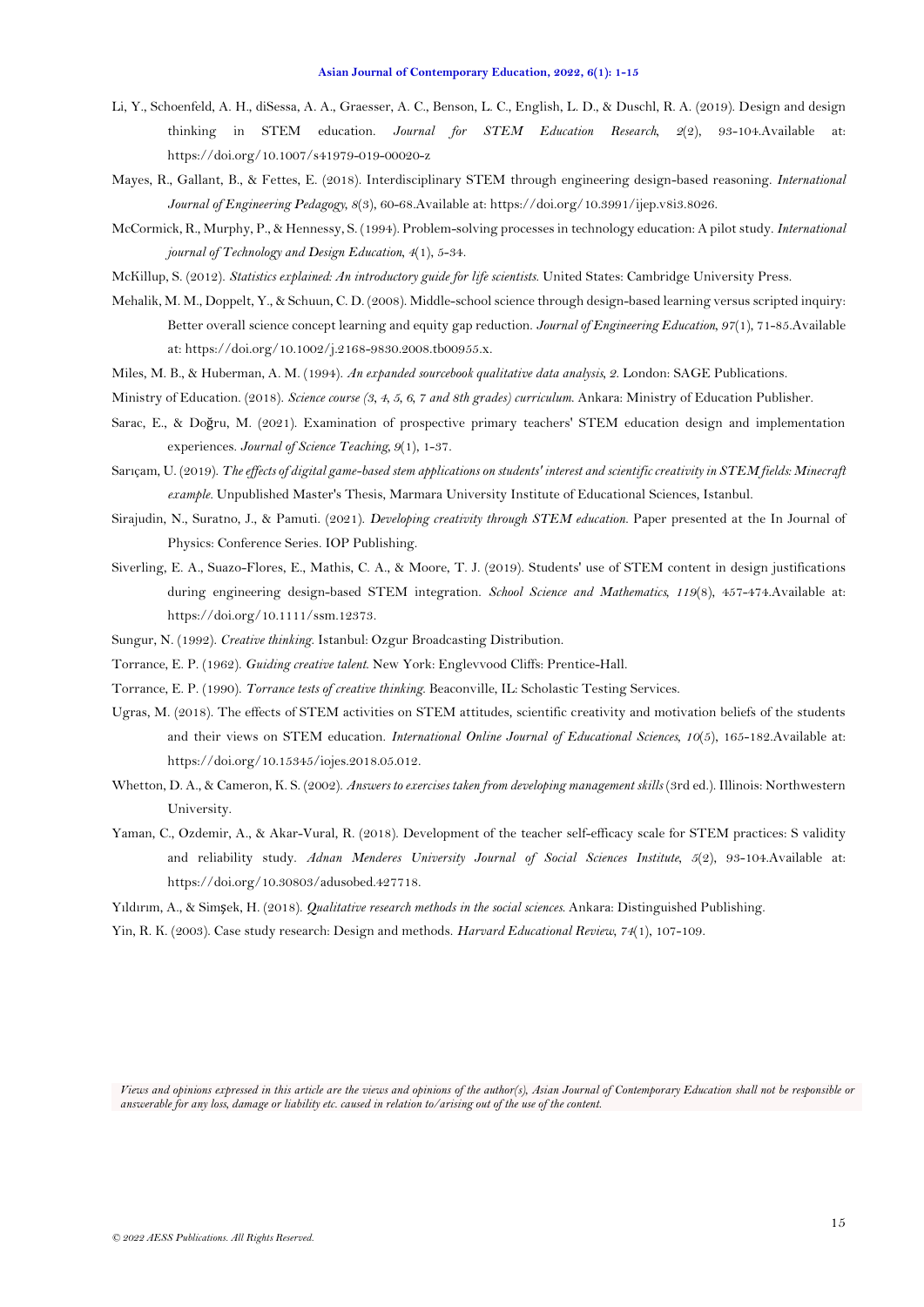Li, Y., Schoenfeld, A. H., diSessa, A. A., Graesser, A. C., Benson, L. C., English, L. D., & Duschl, R. A. (2019). Design and design thinking in STEM education. *Journal for STEM Education Research, 2*(2), 93-104.Available at: https://doi.org/10.1007/s41979-019-00020-z

Mayes, R., Gallant, B., & Fettes, E. (2018). Interdisciplinary STEM through engineering design-based reasoning. *International Journal of Engineering Pedagogy, 8*(3), 60-68.Available at: https://doi.org/10.3991/ijep.v8i3.8026.

McCormick, R., Murphy, P., & Hennessy, S. (1994). Problem-solving processes in technology education: A pilot study. *International journal of Technology and Design Education, 4*(1), 5-34.

McKillup, S. (2012). *Statistics explained: An introductory guide for life scientists*. United States: Cambridge University Press.

Mehalik, M. M., Doppelt, Y., & Schuun, C. D. (2008). Middle-school science through design-based learning versus scripted inquiry: Better overall science concept learning and equity gap reduction. *Journal of Engineering Education, 97*(1), 71-85.Available at: https://doi.org/10.1002/j.2168-9830.2008.tb00955.x.

Miles, M. B., & Huberman, A. M. (1994). *An expanded sourcebook qualitative data analysis, 2*. London: SAGE Publications.

Ministry of Education. (2018). *Science course (3, 4, 5, 6, 7 and 8th grades) curriculum*. Ankara: Ministry of Education Publisher.

Sarac, E., & Doğru, M. (2021). Examination of prospective primary teachers' STEM education design and implementation experiences. *Journal of Science Teaching, 9*(1), 1-37.

Sarıçam, U. (2019). *The effects of digital game-based stem applications on students' interest and scientific creativity in STEM fields: Minecraft example*. Unpublished Master's Thesis, Marmara University Institute of Educational Sciences, Istanbul.

Sirajudin, N., Suratno, J., & Pamuti. (2021). *Developing creativity through STEM education*. Paper presented at the In Journal of Physics: Conference Series. IOP Publishing.

Siverling, E. A., Suazo-Flores, E., Mathis, C. A., & Moore, T. J. (2019). Students' use of STEM content in design justifications during engineering design-based STEM integration. *School Science and Mathematics, 119*(8), 457-474.Available at: https://doi.org/10.1111/ssm.12373.

Sungur, N. (1992). *Creative thinking*. Istanbul: Ozgur Broadcasting Distribution.

Torrance, E. P. (1962). *Guiding creative talent*. New York: Englevvood Cliffs: Prentice-Hall.

Torrance, E. P. (1990). *Torrance tests of creative thinking*. Beaconville, IL: Scholastic Testing Services.

Ugras, M. (2018). The effects of STEM activities on STEM attitudes, scientific creativity and motivation beliefs of the students and their views on STEM education. *International Online Journal of Educational Sciences, 10*(5), 165-182.Available at: https://doi.org/10.15345/iojes.2018.05.012.

Whetton, D. A., & Cameron, K. S. (2002). *Answers to exercises taken from developing management skills* (3rd ed.). Illinois: Northwestern University.

Yaman, C., Ozdemir, A., & Akar-Vural, R. (2018). Development of the teacher self-efficacy scale for STEM practices: S validity and reliability study. *Adnan Menderes University Journal of Social Sciences Institute, 5*(2), 93-104.Available at: https://doi.org/10.30803/adusobed.427718.

Yıldırım, A., & Simşek, H. (2018). *Qualitative research methods in the social sciences*. Ankara: Distinguished Publishing.

Yin, R. K. (2003). Case study research: Design and methods. *Harvard Educational Review, 74*(1), 107-109.

*Views and opinions expressed in this article are the views and opinions of the author(s), Asian Journal of Contemporary Education shall not be responsible or answerable for any loss, damage or liability etc. caused in relation to/arising out of the use of the content.*